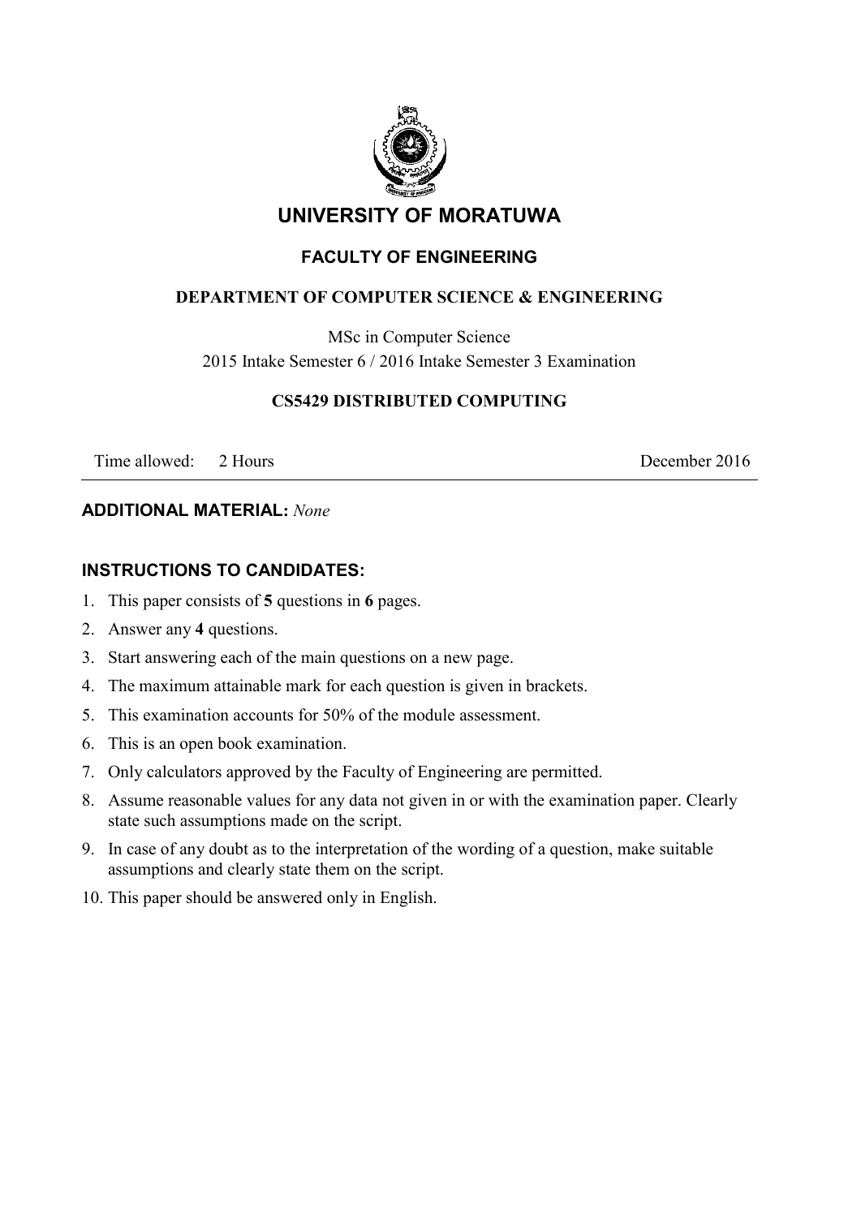# UNIVERSITY OF MORATUWA

## FACULTY OF ENGINEERING

### DEPARTMENT OF COMPUTER SCIENCE & ENGINEERING

MSc in Computer Science
2015 Intake Semester 6 / 2016 Intake Semester 3 Examination

### CS5429 DISTRIBUTED COMPUTING

Time allowed: 2 Hours December 2016

---

**ADDITIONAL MATERIAL:** *None*

**INSTRUCTIONS TO CANDIDATES:**

1. This paper consists of **5** questions in **6** pages.
2. Answer any **4** questions.
3. Start answering each of the main questions on a new page.
4. The maximum attainable mark for each question is given in brackets.
5. This examination accounts for 50% of the module assessment.
6. This is an open book examination.
7. Only calculators approved by the Faculty of Engineering are permitted.
8. Assume reasonable values for any data not given in or with the examination paper. Clearly state such assumptions made on the script.
9. In case of any doubt as to the interpretation of the wording of a question, make suitable assumptions and clearly state them on the script.
10. This paper should be answered only in English.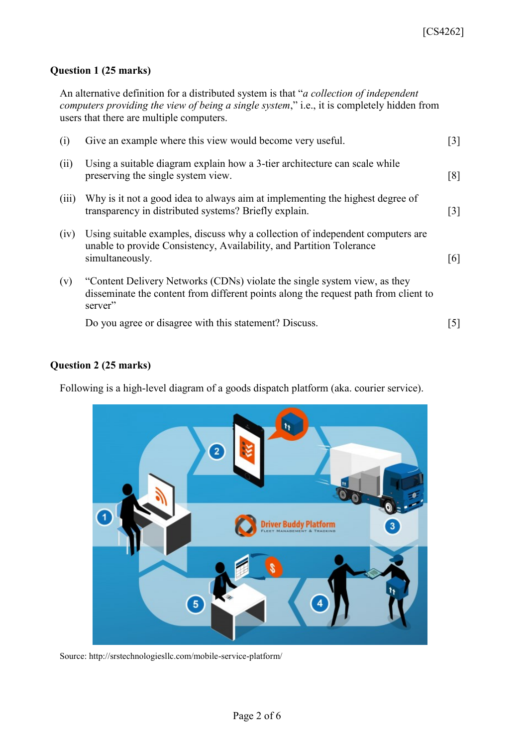**Question 1 (25 marks)**

An alternative definition for a distributed system is that "*a collection of independent computers providing the view of being a single system*," i.e., it is completely hidden from users that there are multiple computers.

(i) Give an example where this view would become very useful. [3]

(ii) Using a suitable diagram explain how a 3-tier architecture can scale while preserving the single system view. [8]

(iii) Why is it not a good idea to always aim at implementing the highest degree of transparency in distributed systems? Briefly explain. [3]

(iv) Using suitable examples, discuss why a collection of independent computers are unable to provide Consistency, Availability, and Partition Tolerance simultaneously. [6]

(v) "Content Delivery Networks (CDNs) violate the single system view, as they disseminate the content from different points along the request path from client to server"

Do you agree or disagree with this statement? Discuss. [5]

**Question 2 (25 marks)**

Following is a high-level diagram of a goods dispatch platform (aka. courier service).

Source: http://srstechnologiesllc.com/mobile-service-platform/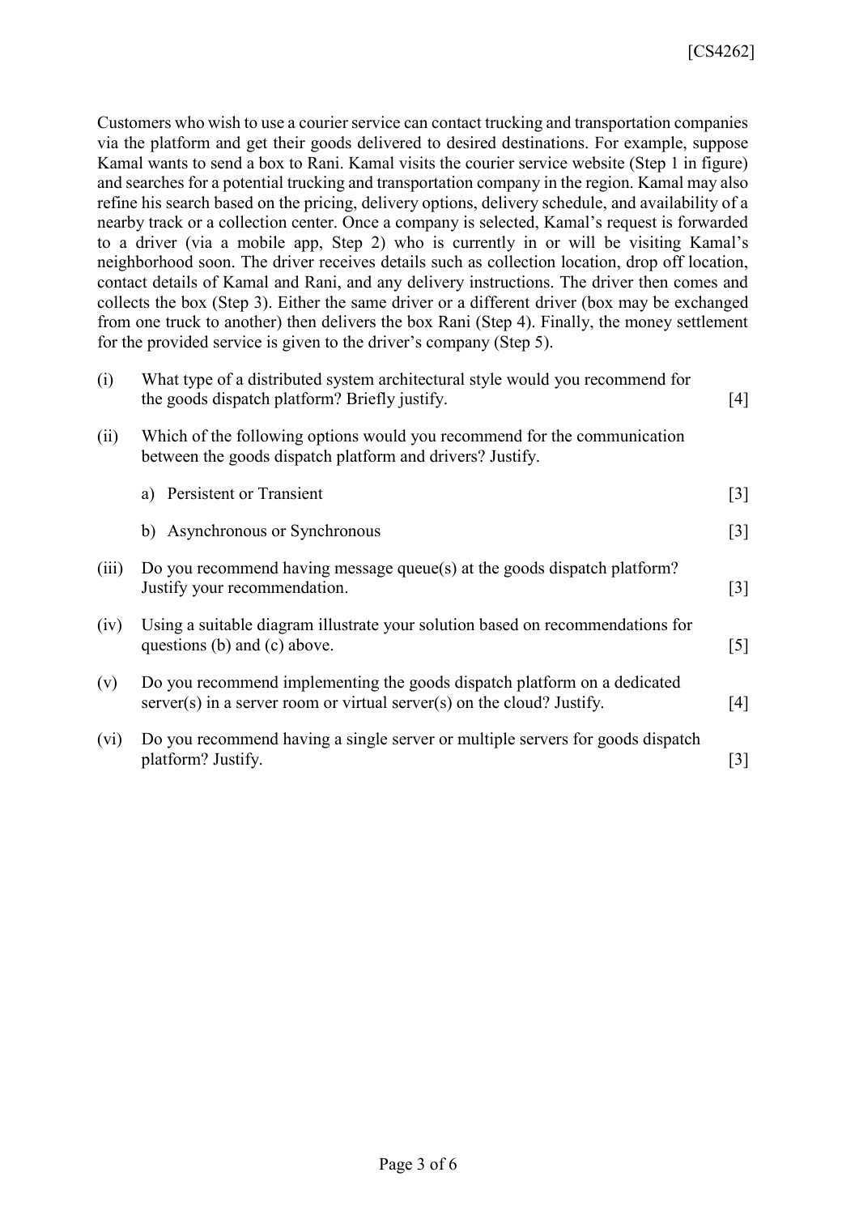Customers who wish to use a courier service can contact trucking and transportation companies via the platform and get their goods delivered to desired destinations. For example, suppose Kamal wants to send a box to Rani. Kamal visits the courier service website (Step 1 in figure) and searches for a potential trucking and transportation company in the region. Kamal may also refine his search based on the pricing, delivery options, delivery schedule, and availability of a nearby track or a collection center. Once a company is selected, Kamal's request is forwarded to a driver (via a mobile app, Step 2) who is currently in or will be visiting Kamal's neighborhood soon. The driver receives details such as collection location, drop off location, contact details of Kamal and Rani, and any delivery instructions. The driver then comes and collects the box (Step 3). Either the same driver or a different driver (box may be exchanged from one truck to another) then delivers the box Rani (Step 4). Finally, the money settlement for the provided service is given to the driver's company (Step 5).

(i) What type of a distributed system architectural style would you recommend for the goods dispatch platform? Briefly justify. [4]

(ii) Which of the following options would you recommend for the communication between the goods dispatch platform and drivers? Justify.

   a) Persistent or Transient [3]

   b) Asynchronous or Synchronous [3]

(iii) Do you recommend having message queue(s) at the goods dispatch platform? Justify your recommendation. [3]

(iv) Using a suitable diagram illustrate your solution based on recommendations for questions (b) and (c) above. [5]

(v) Do you recommend implementing the goods dispatch platform on a dedicated server(s) in a server room or virtual server(s) on the cloud? Justify. [4]

(vi) Do you recommend having a single server or multiple servers for goods dispatch platform? Justify. [3]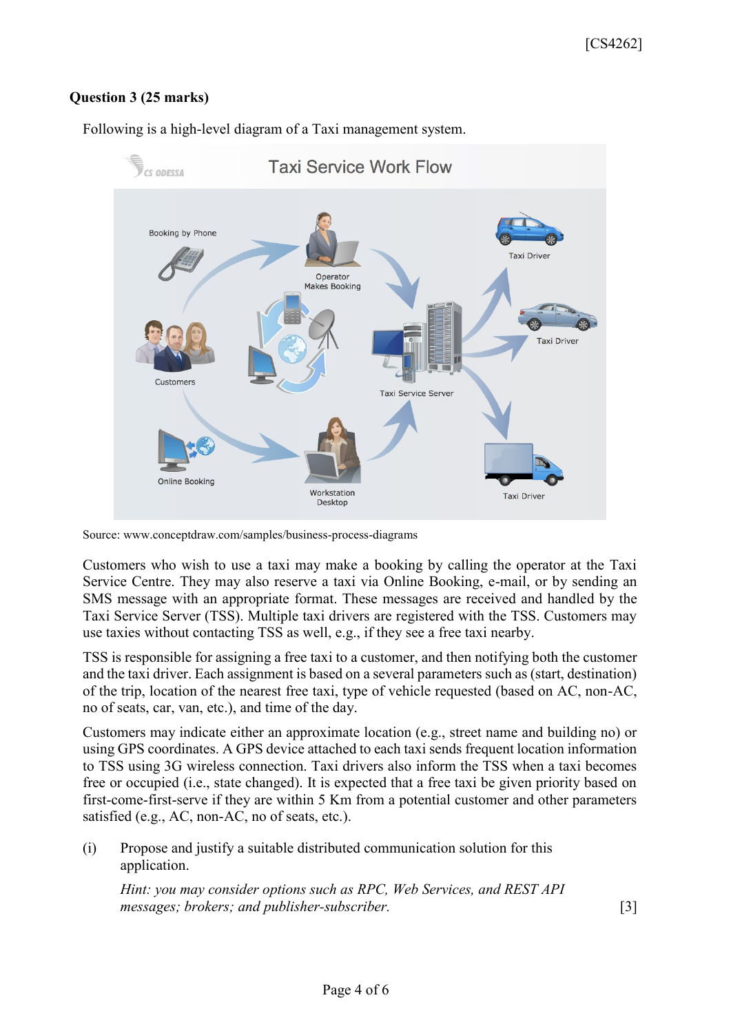**Question 3 (25 marks)**

Following is a high-level diagram of a Taxi management system.

Source: www.conceptdraw.com/samples/business-process-diagrams

Customers who wish to use a taxi may make a booking by calling the operator at the Taxi Service Centre. They may also reserve a taxi via Online Booking, e-mail, or by sending an SMS message with an appropriate format. These messages are received and handled by the Taxi Service Server (TSS). Multiple taxi drivers are registered with the TSS. Customers may use taxies without contacting TSS as well, e.g., if they see a free taxi nearby.

TSS is responsible for assigning a free taxi to a customer, and then notifying both the customer and the taxi driver. Each assignment is based on a several parameters such as (start, destination) of the trip, location of the nearest free taxi, type of vehicle requested (based on AC, non-AC, no of seats, car, van, etc.), and time of the day.

Customers may indicate either an approximate location (e.g., street name and building no) or using GPS coordinates. A GPS device attached to each taxi sends frequent location information to TSS using 3G wireless connection. Taxi drivers also inform the TSS when a taxi becomes free or occupied (i.e., state changed). It is expected that a free taxi be given priority based on first-come-first-serve if they are within 5 Km from a potential customer and other parameters satisfied (e.g., AC, non-AC, no of seats, etc.).

(i) Propose and justify a suitable distributed communication solution for this application.

*Hint: you may consider options such as RPC, Web Services, and REST API messages; brokers; and publisher-subscriber.* [3]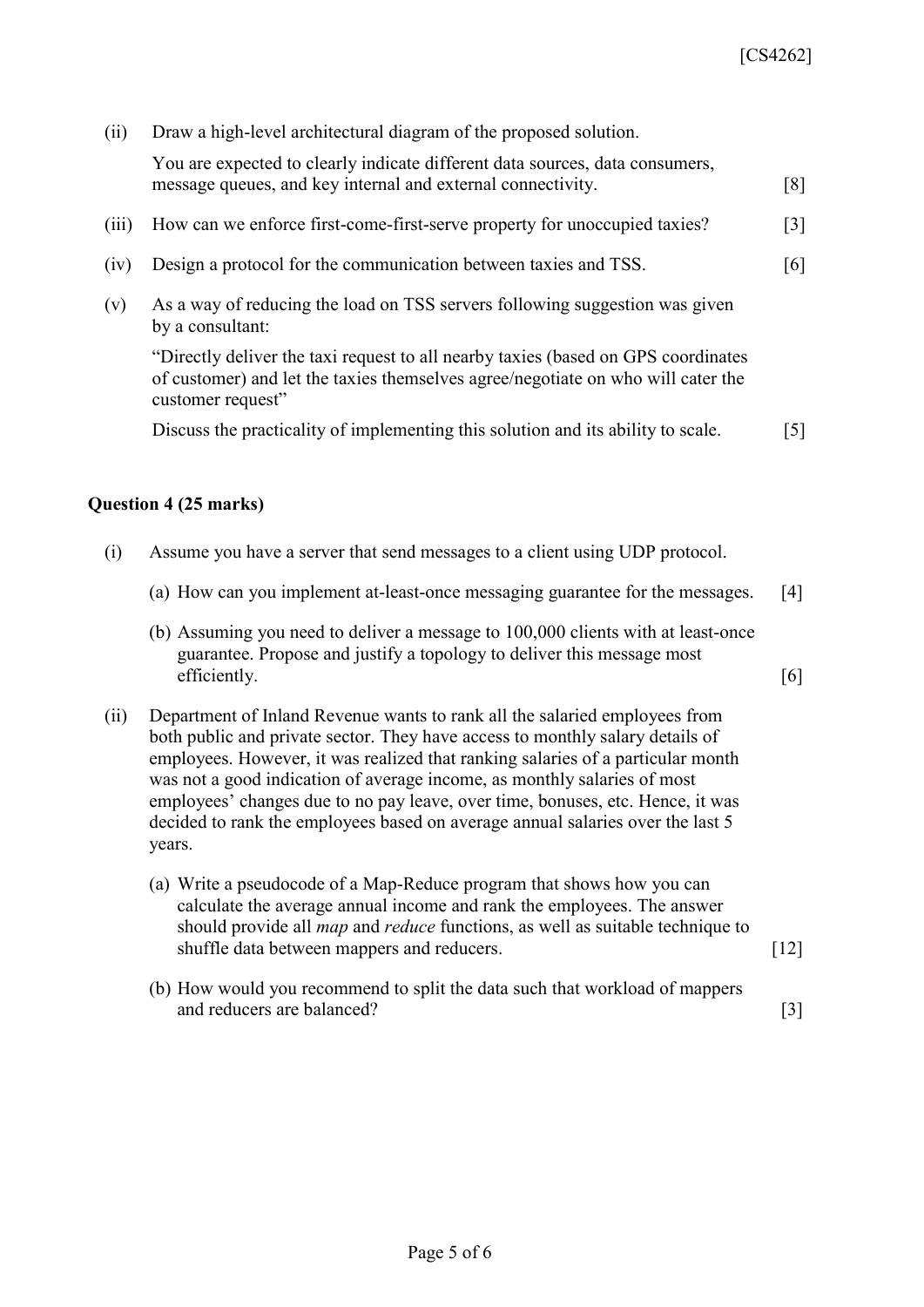(ii) Draw a high-level architectural diagram of the proposed solution.

You are expected to clearly indicate different data sources, data consumers, message queues, and key internal and external connectivity. [8]

(iii) How can we enforce first-come-first-serve property for unoccupied taxies? [3]

(iv) Design a protocol for the communication between taxies and TSS. [6]

(v) As a way of reducing the load on TSS servers following suggestion was given by a consultant:

"Directly deliver the taxi request to all nearby taxies (based on GPS coordinates of customer) and let the taxies themselves agree/negotiate on who will cater the customer request"

Discuss the practicality of implementing this solution and its ability to scale. [5]

**Question 4 (25 marks)**

(i) Assume you have a server that send messages to a client using UDP protocol.

(a) How can you implement at-least-once messaging guarantee for the messages. [4]

(b) Assuming you need to deliver a message to 100,000 clients with at least-once guarantee. Propose and justify a topology to deliver this message most efficiently. [6]

(ii) Department of Inland Revenue wants to rank all the salaried employees from both public and private sector. They have access to monthly salary details of employees. However, it was realized that ranking salaries of a particular month was not a good indication of average income, as monthly salaries of most employees' changes due to no pay leave, over time, bonuses, etc. Hence, it was decided to rank the employees based on average annual salaries over the last 5 years.

(a) Write a pseudocode of a Map-Reduce program that shows how you can calculate the average annual income and rank the employees. The answer should provide all *map* and *reduce* functions, as well as suitable technique to shuffle data between mappers and reducers. [12]

(b) How would you recommend to split the data such that workload of mappers and reducers are balanced? [3]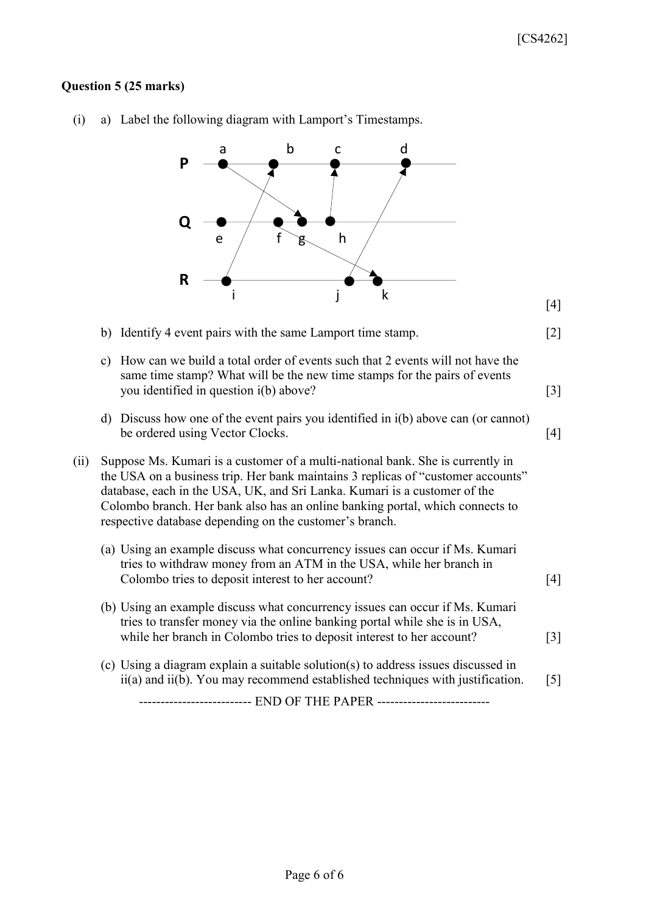**Question 5 (25 marks)**

(i) a) Label the following diagram with Lamport's Timestamps.

P
a b c d

Q
e f g h

R
i j k

[4]

b) Identify 4 event pairs with the same Lamport time stamp. [2]

c) How can we build a total order of events such that 2 events will not have the same time stamp? What will be the new time stamps for the pairs of events you identified in question i(b) above? [3]

d) Discuss how one of the event pairs you identified in i(b) above can (or cannot) be ordered using Vector Clocks. [4]

(ii) Suppose Ms. Kumari is a customer of a multi-national bank. She is currently in the USA on a business trip. Her bank maintains 3 replicas of "customer accounts" database, each in the USA, UK, and Sri Lanka. Kumari is a customer of the Colombo branch. Her bank also has an online banking portal, which connects to respective database depending on the customer's branch.

(a) Using an example discuss what concurrency issues can occur if Ms. Kumari tries to withdraw money from an ATM in the USA, while her branch in Colombo tries to deposit interest to her account? [4]

(b) Using an example discuss what concurrency issues can occur if Ms. Kumari tries to transfer money via the online banking portal while she is in USA, while her branch in Colombo tries to deposit interest to her account? [3]

(c) Using a diagram explain a suitable solution(s) to address issues discussed in ii(a) and ii(b). You may recommend established techniques with justification. [5]

------------------------- END OF THE PAPER -------------------------